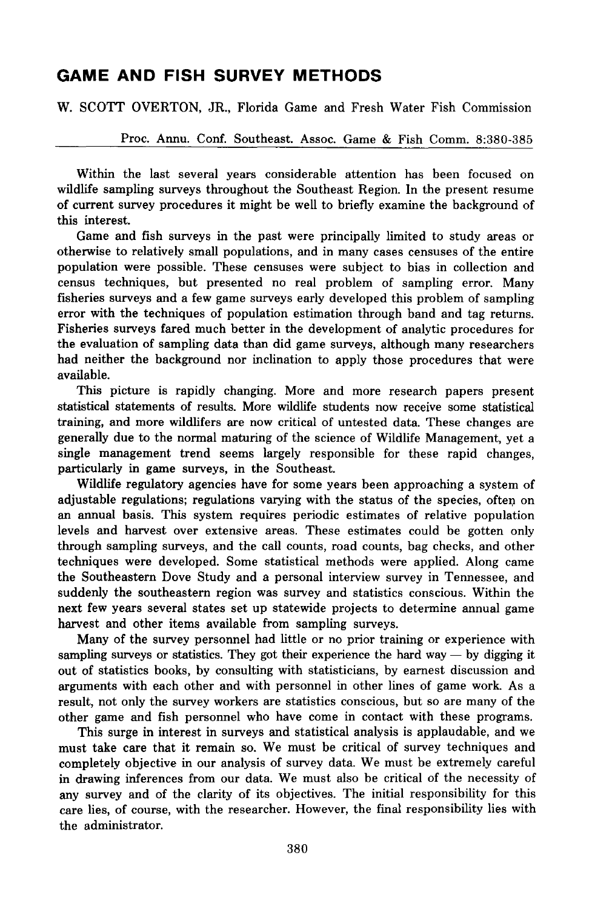# GAME AND FISH SURVEY METHODS

W. SCOTT OVERTON, JR., Florida Game and Fresh Water Fish Commission

Proc. Annu. Conf. Southeast. Assoc. Game & Fish Comm. 8:380-385

Within the last several years considerable attention has been focused on wildlife sampling surveys throughout the Southeast Region. In the present resume of current survey procedures it might be well to briefly examine the background of this interest.

Game and fish surveys in the past were principally limited to study areas or otherwise to relatively small populations, and in many cases censuses of the entire population were possible. These censuses were subject to bias in collection and census techniques, but presented no real problem of sampling error. Many fisheries surveys and a few game surveys early developed this problem of sampling error with the techniques of population estimation through band and tag returns. Fisheries surveys fared much better in the development of analytic procedures for the evaluation of sampling data than did game surveys, although many researchers had neither the background nor inclination to apply those procedures that were available.

This picture is rapidly changing. More and more research papers present statistical statements of results. More wildlife students now receive some statistical training, and more wildlifers are now critical of untested data. These changes are generally due to the normal maturing of the science of Wildlife Management, yet a single management trend seems largely responsible for these rapid changes, particularly in game surveys, in the Southeast.

Wildlife regulatory agencies have for some years been approaching a system of adjustable regulations; regulations varying with the status of the species, often on an annual basis. This system requires periodic estimates of relative population levels and harvest over extensive areas. These estimates could be gotten only through sampling surveys, and the call counts, road counts, bag checks, and other techniques were developed. Some statistical methods were applied. Along came the Southeastern Dove Study and a personal interview survey in Tennessee, and suddenly the southeastern region was survey and statistics conscious. Within the next few years several states set up statewide projects to determine annual game harvest and other items available from sampling surveys.

Many of the survey personnel had little or no prior training or experience with sampling surveys or statistics. They got their experience the hard way — by digging it out of statistics books, by consulting with statisticians, by earnest discussion and arguments with each other and with personnel in other lines of game work. As a result, not only the survey workers are statistics conscious, but so are many of the other game and fish personnel who have come in contact with these programs.

This surge in interest in surveys and statistical analysis is applaudable, and we must take care that it remain so. We must be critical of survey techniques and completely objective in our analysis of survey data. We must be extremely careful in drawing inferences from our data. We must also be critical of the necessity of any survey and of the clarity of its objectives. The initial responsibility for this care lies, of course, with the researcher. However, the final responsibility lies with the administrator.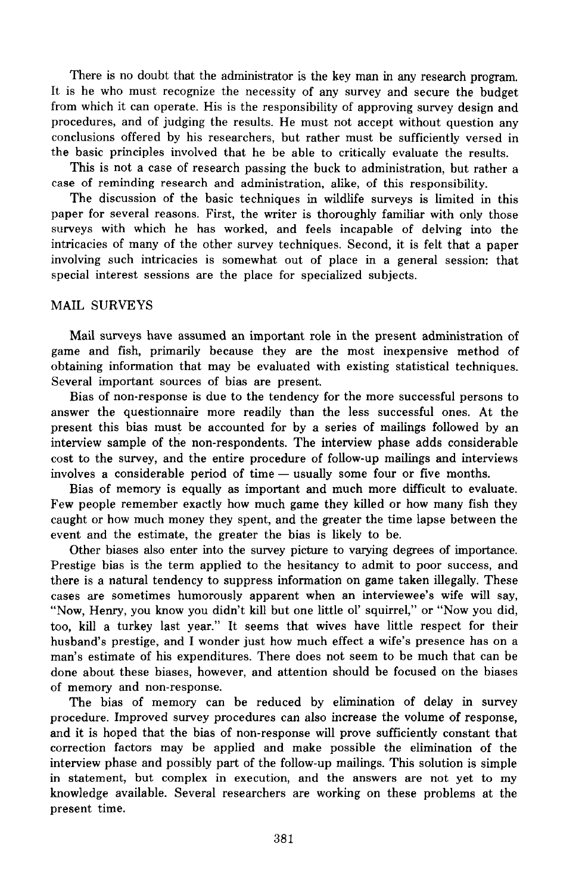There is no doubt that the administrator is the key man in any research program. It is he who must recognize the necessity of any survey and secure the budget from which it can operate. His is the responsibility of approving survey design and procedures, and of judging the results. He must not accept without question any conclusions offered by his researchers, but rather must be sufficiently versed in the basic principles involved that he be able to critically evaluate the results.

This is not a case of research passing the buck to administration, but rather a case of reminding research and administration, alike, of this responsibility.

The discussion of the basic techniques in wildlife surveys is limited in this paper for several reasons. First, the writer is thoroughly familiar with only those surveys with which he has worked, and feels incapable of delving into the intricacies of many of the other survey techniques. Second, it is felt that a paper involving such intricacies is somewhat out of place in a general session: that special interest sessions are the place for specialized subjects.

## MAIL SURVEYS

Mail surveys have assumed an important role in the present administration of game and fish, primarily because they are the most inexpensive method of obtaining information that may be evaluated with existing statistical techniques. Several important sources of bias are present.

Bias of non-response is due to the tendency for the more successful persons to answer the questionnaire more readily than the less successful ones. At the present this bias must be accounted for by a series of mailings followed by an interview sample of the non-respondents. The interview phase adds considerable cost to the survey, and the entire procedure of follow-up mailings and interviews involves a considerable period of time — usually some four or five months.

Bias of memory is equally as important and much more difficult to evaluate. Few people remember exactly how much game they killed or how many fish they caught or how much money they spent, and the greater the time lapse between the event and the estimate, the greater the bias is likely to be.

Other biases also enter into the survey picture to varying degrees of importance. Prestige bias is the term applied to the hesitancy to admit to poor success, and there is a natural tendency to suppress information on game taken illegally. These cases are sometimes humorously apparent when an interviewee's wife will say, "Now, Henry, you know you didn't kill but one little ol' squirrel," or "Now you did, too, kill a turkey last year." It seems that wives have little respect for their husband's prestige, and I wonder just how much effect a wife's presence has on a man's estimate of his expenditures. There does not seem to be much that can be done about these biases, however, and attention should be focused on the biases of memory and non-response.

The bias of memory can be reduced by elimination of delay in survey procedure. Improved survey procedures can also increase the volume of response, and it is hoped that the bias of non-response will prove sufficiently constant that correction factors may be applied and make possible the elimination of the interview phase and possibly part of the follow-up mailings. This solution is simple in statement, but complex in execution, and the answers are not yet to my knowledge available. Several researchers are working on these problems at the present time.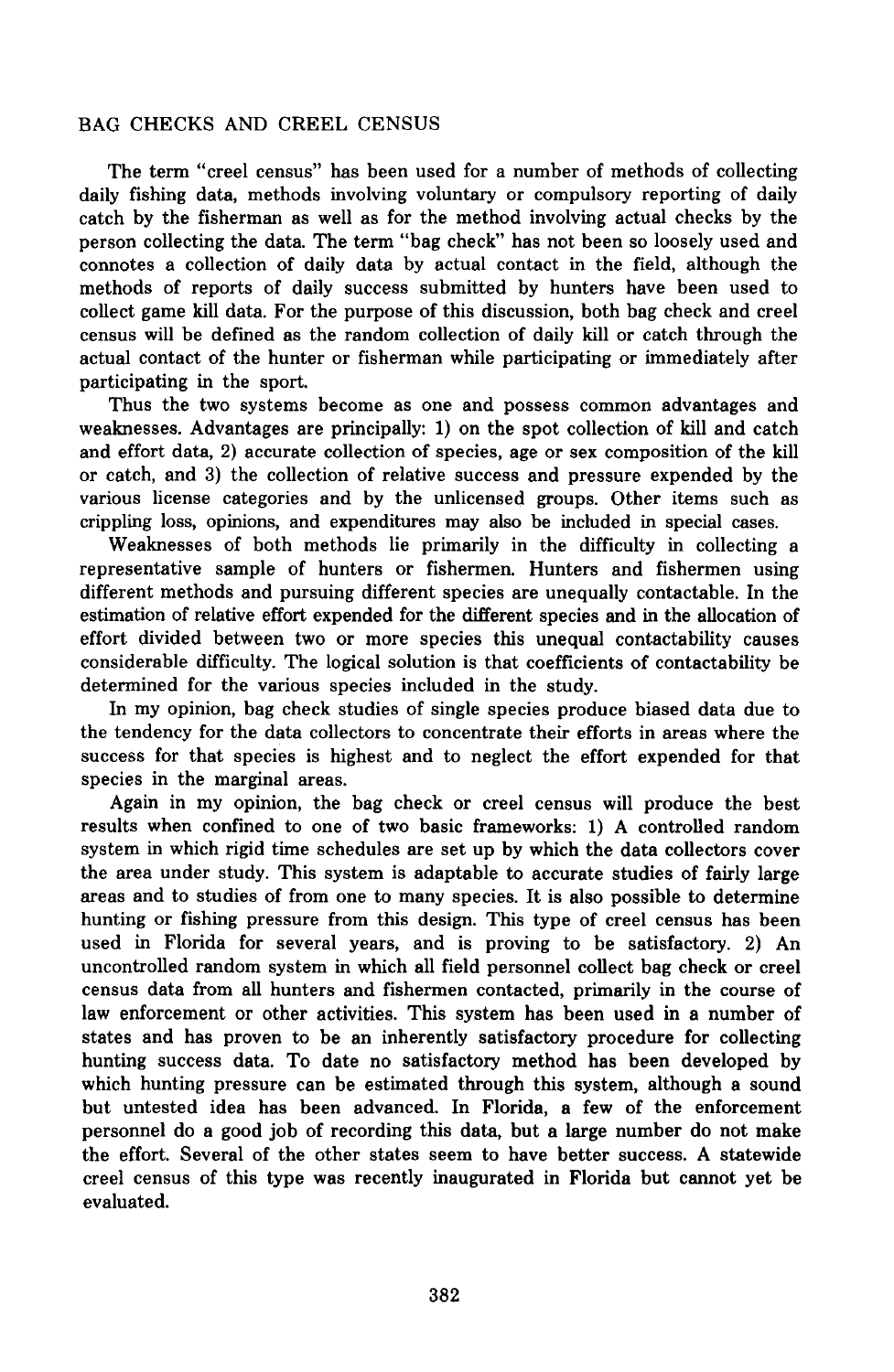## BAG CHECKS AND CREEL CENSUS

The term "creel census" has been used for a number of methods of collecting daily fishing data, methods involving voluntary or compulsory reporting of daily catch by the fisherman as well as for the method involving actual checks by the person collecting the data. The term "bag check" has not been so loosely used and connotes a collection of daily data by actual contact in the field, although the methods of reports of daily success submitted by hunters have been used to collect game kill data. For the purpose of this discussion, both bag check and creel census will be defined as the random collection of daily kill or catch through the actual contact of the hunter or fisherman while participating or immediately after participating in the sport.

Thus the two systems become as one and possess common advantages and weaknesses. Advantages are principally: 1) on the spot collection of kill and catch and effort data, 2) accurate collection of species, age or sex composition of the kill or catch, and 3) the collection of relative success and pressure expended by the various license categories and by the unlicensed groups. Other items such as crippling loss, opinions, and expenditures may also be included in special cases.

Weaknesses of both methods lie primarily in the difficulty in collecting a representative sample of hunters or fishermen. Hunters and fishermen using different methods and pursuing different species are unequally contactable. In the estimation of relative effort expended for the different species and in the allocation of effort divided between two or more species this unequal contactability causes considerable difficulty. The logical solution is that coefficients of contactability be determined for the various species included in the study.

In my opinion, bag check studies of single species produce biased data due to the tendency for the data collectors to concentrate their efforts in areas where the success for that species is highest and to neglect the effort expended for that species in the marginal areas.

Again in my opinion, the bag check or creel census will produce the best results when confined to one of two basic frameworks: 1) A controlled random system in which rigid time schedules are set up by which the data collectors cover the area under study. This system is adaptable to accurate studies of fairly large areas and to studies of from one to many species. It is also possible to determine hunting or fishing pressure from this design. This type of creel census has been used in Florida for several years, and is proving to be satisfactory. 2) An uncontrolled random system in which all field personnel collect bag check or creel census data from all hunters and fishermen contacted, primarily in the course of law enforcement or other activities. This system has been used in a number of states and has proven to be an inherently satisfactory procedure for collecting hunting success data. To date no satisfactory method has been developed by which hunting pressure can be estimated through this system, although a sound but untested idea has been advanced. In Florida, a few of the enforcement personnel do a good job of recording this data, but a large number do not make the effort. Several of the other states seem to have better success. A statewide creel census of this type was recently inaugurated in Florida but cannot yet be evaluated.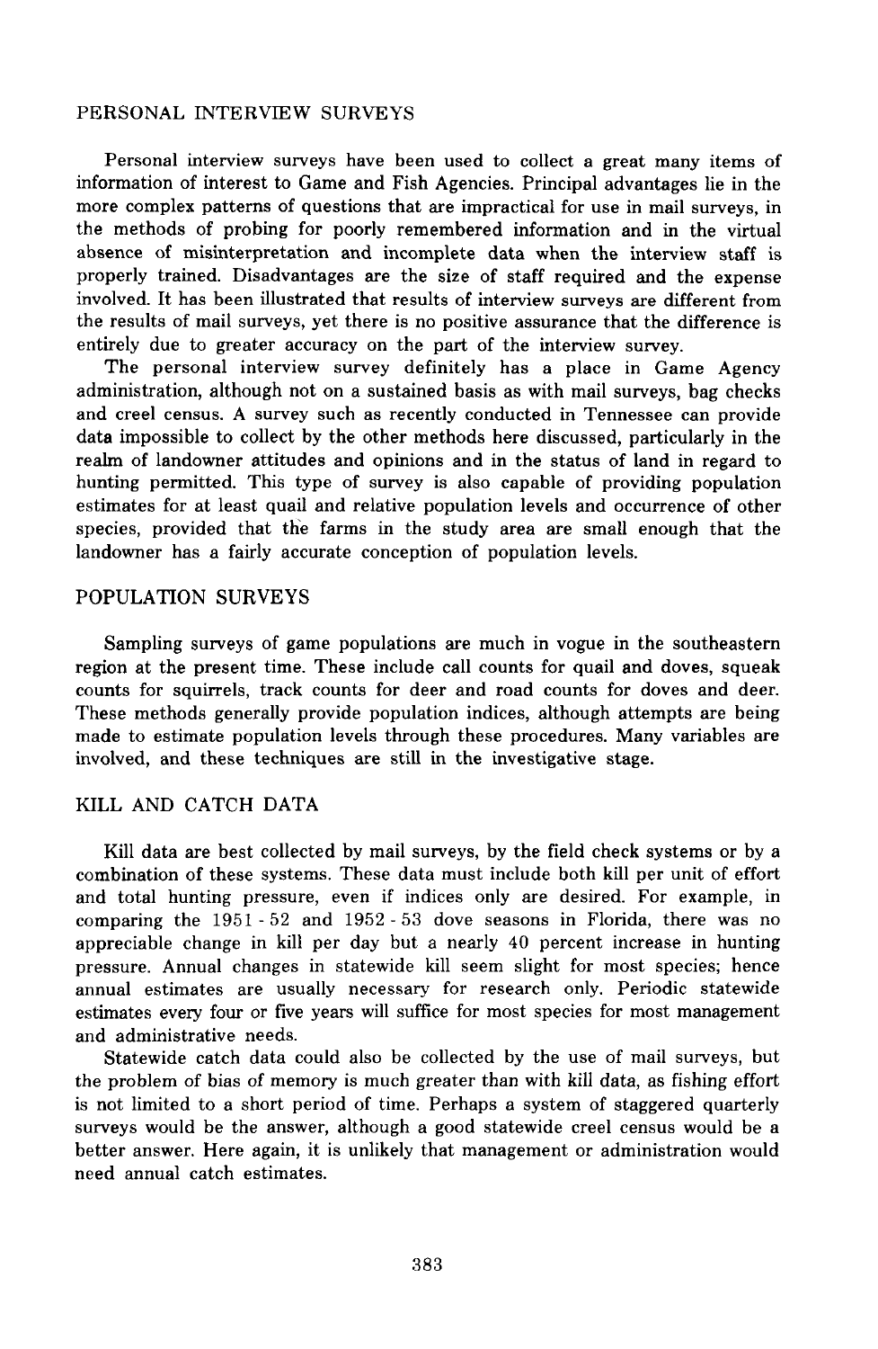## PERSONAL INTERVIEW SURVEYS

Personal interview surveys have been used to collect a great many items of information of interest to Game and Fish Agencies. Principal advantages lie in the more complex patterns of questions that are impractical for use in mail surveys, in the methods of probing for poorly remembered information and in the virtual absence of misinterpretation and incomplete data when the interview staff is properly trained. Disadvantages are the size of staff required and the expense involved. It has been illustrated that results of interview surveys are different from the results of mail surveys, yet there is no positive assurance that the difference is entirely due to greater accuracy on the part of the interview survey.

The personal interview survey definitely has a place in Game Agency administration, although not on a sustained basis as with mail surveys, bag checks and creel census. A survey such as recently conducted in Tennessee can provide data impossible to collect by the other methods here discussed, particularly in the realm of landowner attitudes and opinions and in the status of land in regard to hunting permitted. This type of survey is also capable of providing population estimates for at least quail and relative population levels and occurrence of other species, provided that the farms in the study area are small enough that the landowner has a fairly accurate conception of population levels.

## POPULATION SURVEYS

Sampling surveys of game populations are much in vogue in the southeastern region at the present time. These include call counts for quail and doves, squeak counts for squirrels, track counts for deer and road counts for doves and deer. These methods generally provide population indices, although attempts are being made to estimate population levels through these procedures. Many variables are involved, and these techniques are still in the investigative stage.

## KILL AND CATCH DATA

Kill data are best collected by mail surveys, by the field check systems or by a combination of these systems. These data must include both kill per unit of effort and total hunting pressure, even if indices only are desired. For example, in comparing the 1951 - 52 and 1952 - 53 dove seasons in Florida, there was no appreciable change in kill per day but a nearly 40 percent increase in hunting pressure. Annual changes in statewide kill seem slight for most species; hence annual estimates are usually necessary for research only. Periodic statewide estimates every four or five years will suffice for most species for most management and administrative needs.

Statewide catch data could also be collected by the use of mail surveys, but the problem of bias of memory is much greater than with kill data, as fishing effort is not limited to a short period of time. Perhaps a system of staggered quarterly surveys would be the answer, although a good statewide creel census would be a better answer. Here again, it is unlikely that management or administration would need annual catch estimates.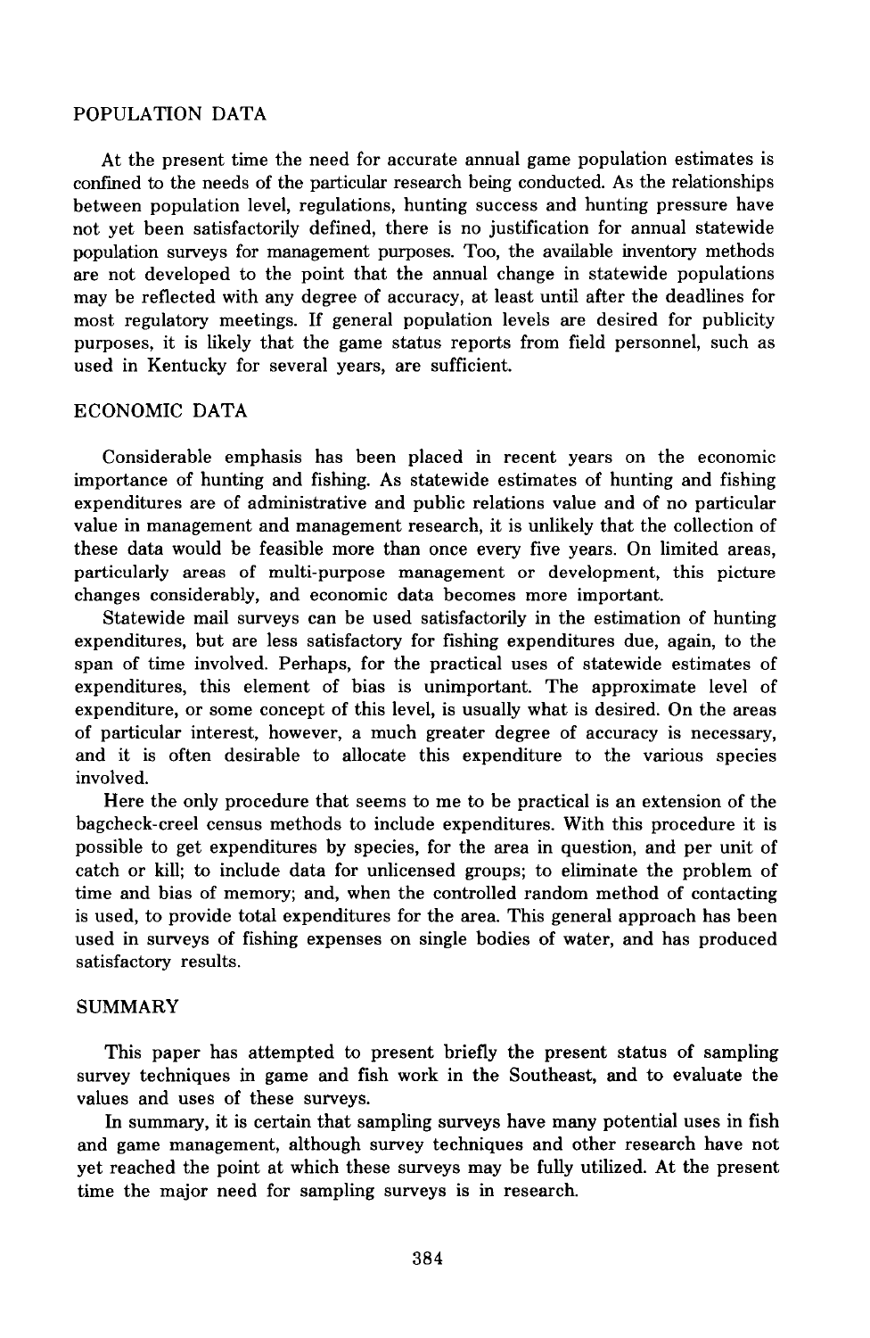## POPULATION DATA

At the present time the need for accurate annual game population estimates is confined to the needs of the particular research being conducted. As the relationships between population level, regulations, hunting success and hunting pressure have not yet been satisfactorily defined, there is no justification for annual statewide population surveys for management purposes. Too, the available inventory methods are not developed to the point that the annual change in statewide populations may be reflected with any degree of accuracy, at least until after the deadlines for most regulatory meetings. If general population levels are desired for publicity purposes, it is likely that the game status reports from field personnel, such as used in Kentucky for several years, are sufficient.

## ECONOMIC DATA

Considerable emphasis has been placed in recent years on the economic importance of hunting and fishing. As statewide estimates of hunting and fishing expenditures are of administrative and public relations value and of no particular value in management and management research, it is unlikely that the collection of these data would be feasible more than once every five years. On limited areas, particularly areas of multi-purpose management or development, this picture changes considerably, and economic data becomes more important.

Statewide mail surveys can be used satisfactorily in the estimation of hunting expenditures, but are less satisfactory for fishing expenditures due, again, to the span of time involved. Perhaps, for the practical uses of statewide estimates of expenditures, this element of bias is unimportant. The approximate level of expenditure, or some concept of this level, is usually what is desired. On the areas of particular interest, however, a much greater degree of accuracy is necessary, and it is often desirable to allocate this expenditure to the various species involved.

Here the only procedure that seems to me to be practical is an extension of the bagcheck-creel census methods to include expenditures. With this procedure it is possible to get expenditures by species, for the area in question, and per unit of catch or kill; to include data for unlicensed groups; to eliminate the problem of time and bias of memory; and, when the controlled random method of contacting is used, to provide total expenditures for the area. This general approach has been used in surveys of fishing expenses on single bodies of water, and has produced satisfactory results.

## SUMMARY

This paper has attempted to present briefly the present status of sampling survey techniques in game and fish work in the Southeast, and to evaluate the values and uses of these surveys.

In summary, it is certain that sampling surveys have many potential uses in fish and game management, although survey techniques and other research have not yet reached the point at which these surveys may be fully utilized. At the present time the major need for sampling surveys is in research.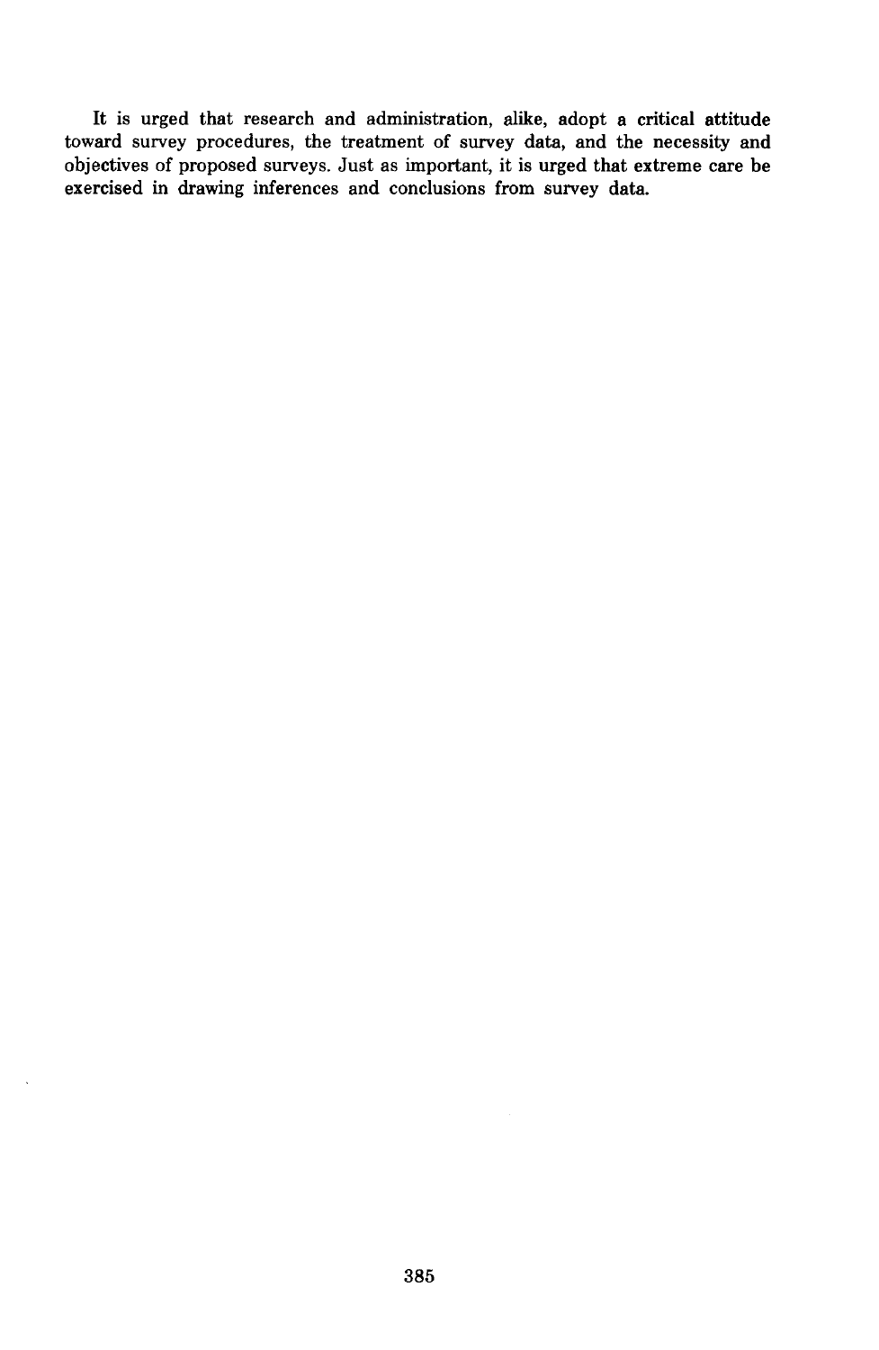It is urged that research and administration, alike, adopt a critical attitude toward survey procedures, the treatment of survey data, and the necessity and objectives of proposed surveys. Just as important, it is urged that extreme care be exercised in drawing inferences and conclusions from survey data.